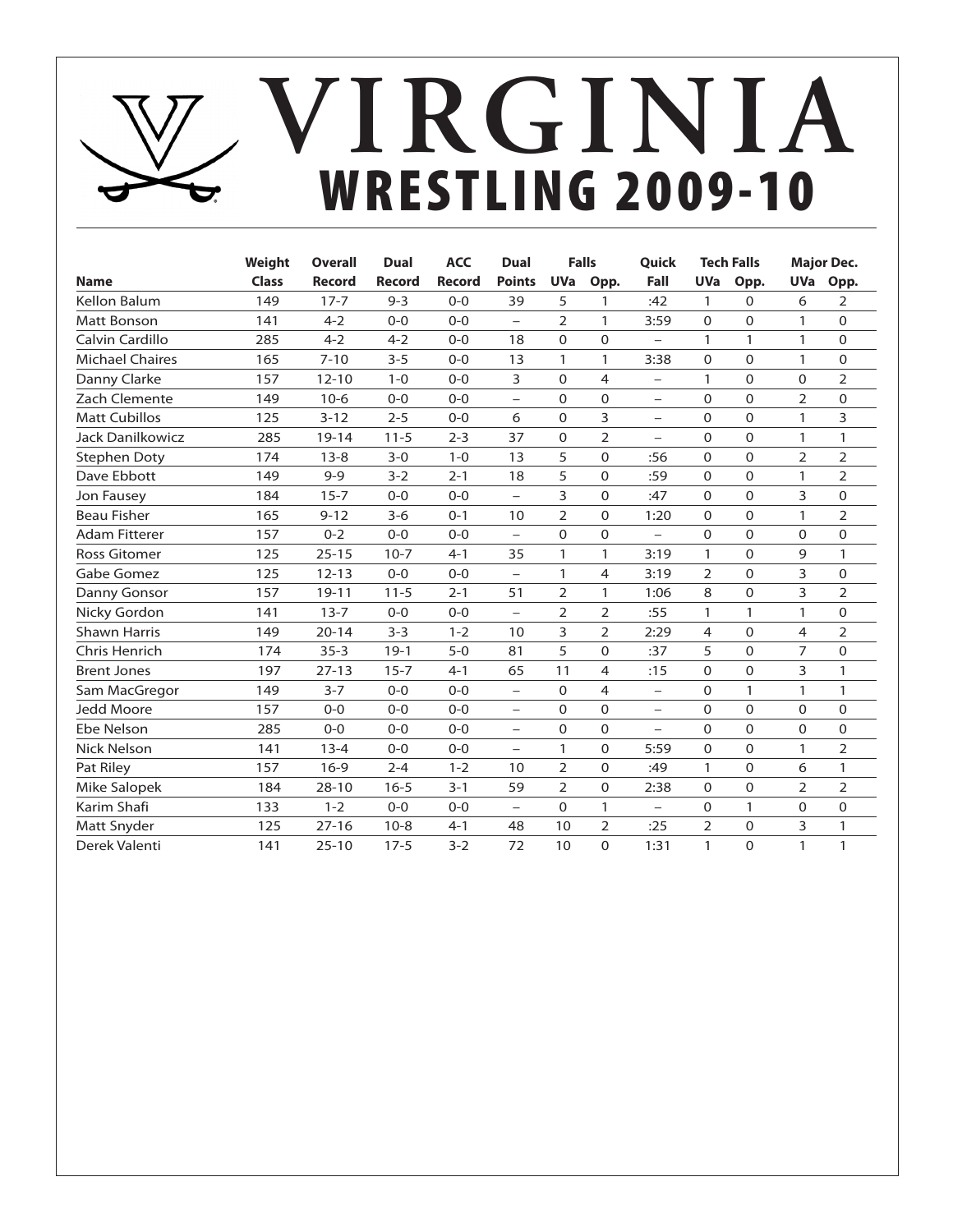# VIRGINIA

## WRESTLING 2009-10

| Name | Weight Class | Overall Record | Dual Record | ACC Record | Dual Points | Falls UVa | Falls Opp. | Quick Fall | Tech Falls UVa | Tech Falls Opp. | Major Dec. UVa | Major Dec. Opp. |
|---|---|---|---|---|---|---|---|---|---|---|---|---|
| Kellon Balum | 149 | 17-7 | 9-3 | 0-0 | 39 | 5 | 1 | :42 | 1 | 0 | 6 | 2 |
| Matt Bonson | 141 | 4-2 | 0-0 | 0-0 | – | 2 | 1 | 3:59 | 0 | 0 | 1 | 0 |
| Calvin Cardillo | 285 | 4-2 | 4-2 | 0-0 | 18 | 0 | 0 | – | 1 | 1 | 1 | 0 |
| Michael Chaires | 165 | 7-10 | 3-5 | 0-0 | 13 | 1 | 1 | 3:38 | 0 | 0 | 1 | 0 |
| Danny Clarke | 157 | 12-10 | 1-0 | 0-0 | 3 | 0 | 4 | – | 1 | 0 | 0 | 2 |
| Zach Clemente | 149 | 10-6 | 0-0 | 0-0 | – | 0 | 0 | – | 0 | 0 | 2 | 0 |
| Matt Cubillos | 125 | 3-12 | 2-5 | 0-0 | 6 | 0 | 3 | – | 0 | 0 | 1 | 3 |
| Jack Danilkowicz | 285 | 19-14 | 11-5 | 2-3 | 37 | 0 | 2 | – | 0 | 0 | 1 | 1 |
| Stephen Doty | 174 | 13-8 | 3-0 | 1-0 | 13 | 5 | 0 | :56 | 0 | 0 | 2 | 2 |
| Dave Ebbott | 149 | 9-9 | 3-2 | 2-1 | 18 | 5 | 0 | :59 | 0 | 0 | 1 | 2 |
| Jon Fausey | 184 | 15-7 | 0-0 | 0-0 | – | 3 | 0 | :47 | 0 | 0 | 3 | 0 |
| Beau Fisher | 165 | 9-12 | 3-6 | 0-1 | 10 | 2 | 0 | 1:20 | 0 | 0 | 1 | 2 |
| Adam Fitterer | 157 | 0-2 | 0-0 | 0-0 | – | 0 | 0 | – | 0 | 0 | 0 | 0 |
| Ross Gitomer | 125 | 25-15 | 10-7 | 4-1 | 35 | 1 | 1 | 3:19 | 1 | 0 | 9 | 1 |
| Gabe Gomez | 125 | 12-13 | 0-0 | 0-0 | – | 1 | 4 | 3:19 | 2 | 0 | 3 | 0 |
| Danny Gonsor | 157 | 19-11 | 11-5 | 2-1 | 51 | 2 | 1 | 1:06 | 8 | 0 | 3 | 2 |
| Nicky Gordon | 141 | 13-7 | 0-0 | 0-0 | – | 2 | 2 | :55 | 1 | 1 | 1 | 0 |
| Shawn Harris | 149 | 20-14 | 3-3 | 1-2 | 10 | 3 | 2 | 2:29 | 4 | 0 | 4 | 2 |
| Chris Henrich | 174 | 35-3 | 19-1 | 5-0 | 81 | 5 | 0 | :37 | 5 | 0 | 7 | 0 |
| Brent Jones | 197 | 27-13 | 15-7 | 4-1 | 65 | 11 | 4 | :15 | 0 | 0 | 3 | 1 |
| Sam MacGregor | 149 | 3-7 | 0-0 | 0-0 | – | 0 | 4 | – | 0 | 1 | 1 | 1 |
| Jedd Moore | 157 | 0-0 | 0-0 | 0-0 | – | 0 | 0 | – | 0 | 0 | 0 | 0 |
| Ebe Nelson | 285 | 0-0 | 0-0 | 0-0 | – | 0 | 0 | – | 0 | 0 | 0 | 0 |
| Nick Nelson | 141 | 13-4 | 0-0 | 0-0 | – | 1 | 0 | 5:59 | 0 | 0 | 1 | 2 |
| Pat Riley | 157 | 16-9 | 2-4 | 1-2 | 10 | 2 | 0 | :49 | 1 | 0 | 6 | 1 |
| Mike Salopek | 184 | 28-10 | 16-5 | 3-1 | 59 | 2 | 0 | 2:38 | 0 | 0 | 2 | 2 |
| Karim Shafi | 133 | 1-2 | 0-0 | 0-0 | – | 0 | 1 | – | 0 | 1 | 0 | 0 |
| Matt Snyder | 125 | 27-16 | 10-8 | 4-1 | 48 | 10 | 2 | :25 | 2 | 0 | 3 | 1 |
| Derek Valenti | 141 | 25-10 | 17-5 | 3-2 | 72 | 10 | 0 | 1:31 | 1 | 0 | 1 | 1 |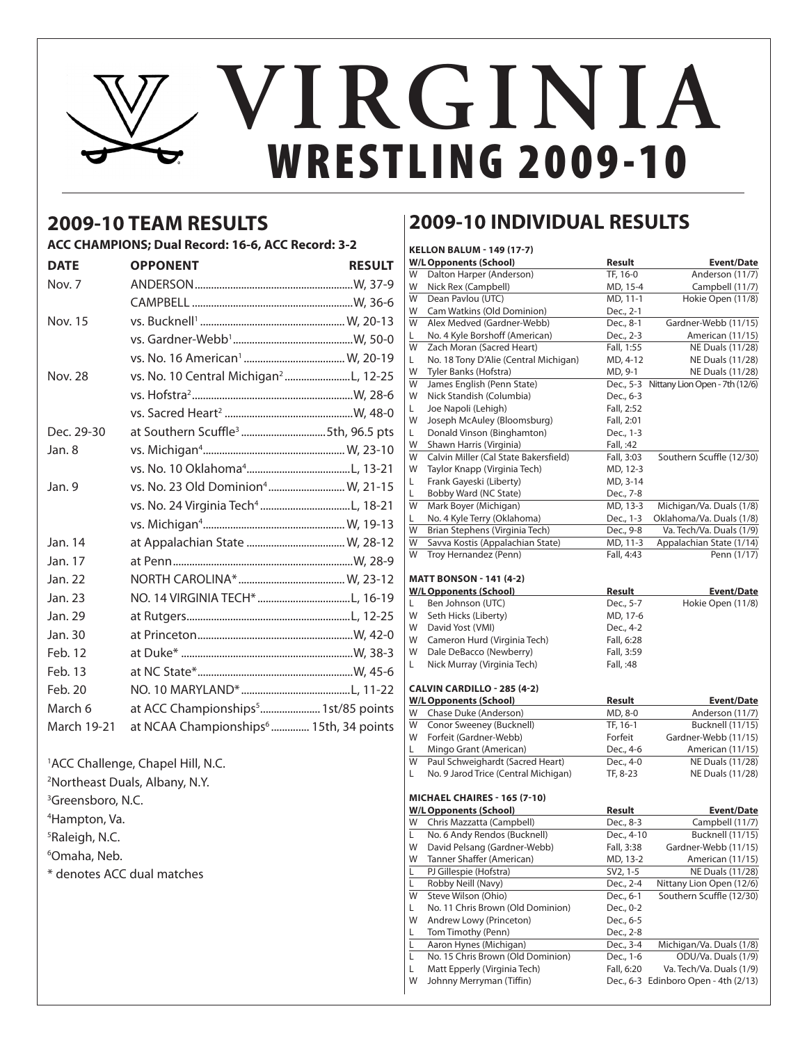# VIRGINIA WRESTLING 2009-10

## 2009-10 TEAM RESULTS

**ACC CHAMPIONS; Dual Record: 16-6, ACC Record: 3-2**

| DATE | OPPONENT | RESULT |
|---|---|---|
| Nov. 7 | ANDERSON | W, 37-9 |
| | CAMPBELL | W, 36-6 |
| Nov. 15 | vs. Bucknell[1] | W, 20-13 |
| | vs. Gardner-Webb[1] | W, 50-0 |
| | vs. No. 16 American[1] | W, 20-19 |
| Nov. 28 | vs. No. 10 Central Michigan[2] | L, 12-25 |
| | vs. Hofstra[2] | W, 28-6 |
| | vs. Sacred Heart[2] | W, 48-0 |
| Dec. 29-30 | at Southern Scuffle[3] | 5th, 96.5 pts |
| Jan. 8 | vs. Michigan[4] | W, 23-10 |
| | vs. No. 10 Oklahoma[4] | L, 13-21 |
| Jan. 9 | vs. No. 23 Old Dominion[4] | W, 21-15 |
| | vs. No. 24 Virginia Tech[4] | L, 18-21 |
| | vs. Michigan[4] | W, 19-13 |
| Jan. 14 | at Appalachian State | W, 28-12 |
| Jan. 17 | at Penn | W, 28-9 |
| Jan. 22 | NORTH CAROLINA* | W, 23-12 |
| Jan. 23 | NO. 14 VIRGINIA TECH* | L, 16-19 |
| Jan. 29 | at Rutgers | L, 12-25 |
| Jan. 30 | at Princeton | W, 42-0 |
| Feb. 12 | at Duke* | W, 38-3 |
| Feb. 13 | at NC State* | W, 45-6 |
| Feb. 20 | NO. 10 MARYLAND* | L, 11-22 |
| March 6 | at ACC Championships[5] | 1st/85 points |
| March 19-21 | at NCAA Championships[6] | 15th, 34 points |

[1]ACC Challenge, Chapel Hill, N.C.
[2]Northeast Duals, Albany, N.Y.
[3]Greensboro, N.C.
[4]Hampton, Va.
[5]Raleigh, N.C.
[6]Omaha, Neb.
* denotes ACC dual matches

## 2009-10 INDIVIDUAL RESULTS

### KELLON BALUM - 149 (17-7)

| W/L | Opponents (School) | Result | Event/Date |
|---|---|---|---|
| W | Dalton Harper (Anderson) | TF, 16-0 | Anderson (11/7) |
| W | Nick Rex (Campbell) | MD, 15-4 | Campbell (11/7) |
| W | Dean Pavlou (UTC) | MD, 11-1 | Hokie Open (11/8) |
| W | Cam Watkins (Old Dominion) | Dec., 2-1 | |
| W | Alex Medved (Gardner-Webb) | Dec., 8-1 | Gardner-Webb (11/15) |
| L | No. 4 Kyle Borshoff (American) | Dec., 2-3 | American (11/15) |
| W | Zach Moran (Sacred Heart) | Fall, 1:55 | NE Duals (11/28) |
| L | No. 18 Tony D'Alie (Central Michigan) | MD, 4-12 | NE Duals (11/28) |
| W | Tyler Banks (Hofstra) | MD, 9-1 | NE Duals (11/28) |
| W | James English (Penn State) | Dec., 5-3 | Nittany Lion Open - 7th (12/6) |
| W | Nick Standish (Columbia) | Dec., 6-3 | |
| L | Joe Napoli (Lehigh) | Fall, 2:52 | |
| W | Joseph McAuley (Bloomsburg) | Fall, 2:01 | |
| L | Donald Vinson (Binghamton) | Dec., 1-3 | |
| W | Shawn Harris (Virginia) | Fall, :42 | |
| W | Calvin Miller (Cal State Bakersfield) | Fall, 3:03 | Southern Scuffle (12/30) |
| W | Taylor Knapp (Virginia Tech) | MD, 12-3 | |
| L | Frank Gayeski (Liberty) | MD, 3-14 | |
| L | Bobby Ward (NC State) | Dec., 7-8 | |
| W | Mark Boyer (Michigan) | MD, 13-3 | Michigan/Va. Duals (1/8) |
| L | No. 4 Kyle Terry (Oklahoma) | Dec., 1-3 | Oklahoma/Va. Duals (1/8) |
| W | Brian Stephens (Virginia Tech) | Dec., 9-8 | Va. Tech/Va. Duals (1/9) |
| W | Savva Kostis (Appalachian State) | MD, 11-3 | Appalachian State (1/14) |
| W | Troy Hernandez (Penn) | Fall, 4:43 | Penn (1/17) |

### MATT BONSON - 141 (4-2)

| W/L | Opponents (School) | Result | Event/Date |
|---|---|---|---|
| L | Ben Johnson (UTC) | Dec., 5-7 | Hokie Open (11/8) |
| W | Seth Hicks (Liberty) | MD, 17-6 | |
| W | David Yost (VMI) | Dec., 4-2 | |
| W | Cameron Hurd (Virginia Tech) | Fall, 6:28 | |
| W | Dale DeBacco (Newberry) | Fall, 3:59 | |
| L | Nick Murray (Virginia Tech) | Fall, :48 | |

### CALVIN CARDILLO - 285 (4-2)

| W/L | Opponents (School) | Result | Event/Date |
|---|---|---|---|
| W | Chase Duke (Anderson) | MD, 8-0 | Anderson (11/7) |
| W | Conor Sweeney (Bucknell) | TF, 16-1 | Bucknell (11/15) |
| W | Forfeit (Gardner-Webb) | Forfeit | Gardner-Webb (11/15) |
| L | Mingo Grant (American) | Dec., 4-6 | American (11/15) |
| W | Paul Schweighardt (Sacred Heart) | Dec., 4-0 | NE Duals (11/28) |
| L | No. 9 Jarod Trice (Central Michigan) | TF, 8-23 | NE Duals (11/28) |

### MICHAEL CHAIRES - 165 (7-10)

| W/L | Opponents (School) | Result | Event/Date |
|---|---|---|---|
| W | Chris Mazzatta (Campbell) | Dec., 8-3 | Campbell (11/7) |
| L | No. 6 Andy Rendos (Bucknell) | Dec., 4-10 | Bucknell (11/15) |
| W | David Pelsang (Gardner-Webb) | Fall, 3:38 | Gardner-Webb (11/15) |
| W | Tanner Shaffer (American) | MD, 13-2 | American (11/15) |
| L | PJ Gillespie (Hofstra) | SV2, 1-5 | NE Duals (11/28) |
| L | Robby Neill (Navy) | Dec., 2-4 | Nittany Lion Open (12/6) |
| W | Steve Wilson (Ohio) | Dec., 6-1 | Southern Scuffle (12/30) |
| L | No. 11 Chris Brown (Old Dominion) | Dec., 0-2 | |
| W | Andrew Lowy (Princeton) | Dec., 6-5 | |
| L | Tom Timothy (Penn) | Dec., 2-8 | |
| L | Aaron Hynes (Michigan) | Dec., 3-4 | Michigan/Va. Duals (1/8) |
| L | No. 15 Chris Brown (Old Dominion) | Dec., 1-6 | ODU/Va. Duals (1/9) |
| L | Matt Epperly (Virginia Tech) | Fall, 6:20 | Va. Tech/Va. Duals (1/9) |
| W | Johnny Merryman (Tiffin) | Dec., 6-3 | Edinboro Open - 4th (2/13) |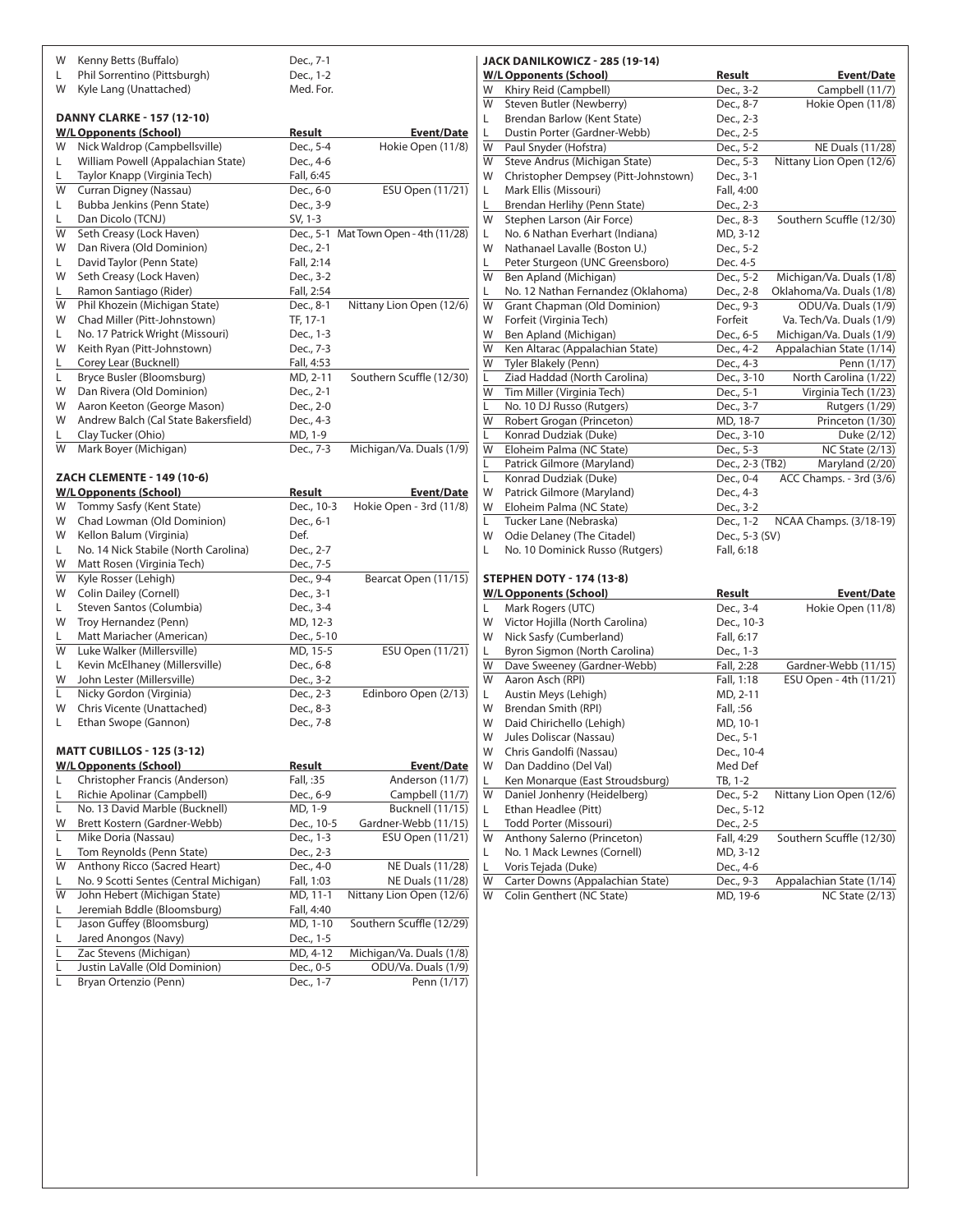| W/L | Opponents (School) | Result | Event/Date |
|---|---|---|---|
| W | Kenny Betts (Buffalo) | Dec., 7-1 | |
| L | Phil Sorrentino (Pittsburgh) | Dec., 1-2 | |
| W | Kyle Lang (Unattached) | Med. For. | |

### DANNY CLARKE - 157 (12-10)

| W/L | Opponents (School) | Result | Event/Date |
|---|---|---|---|
| W | Nick Waldrop (Campbellsville) | Dec., 5-4 | Hokie Open (11/8) |
| L | William Powell (Appalachian State) | Dec., 4-6 | |
| L | Taylor Knapp (Virginia Tech) | Fall, 6:45 | |
| W | Curran Digney (Nassau) | Dec., 6-0 | ESU Open (11/21) |
| L | Bubba Jenkins (Penn State) | Dec., 3-9 | |
| L | Dan Dicolo (TCNJ) | SV, 1-3 | |
| W | Seth Creasy (Lock Haven) | Dec., 5-1 | Mat Town Open - 4th (11/28) |
| W | Dan Rivera (Old Dominion) | Dec., 2-1 | |
| L | David Taylor (Penn State) | Fall, 2:14 | |
| W | Seth Creasy (Lock Haven) | Dec., 3-2 | |
| L | Ramon Santiago (Rider) | Fall, 2:54 | |
| W | Phil Khozein (Michigan State) | Dec., 8-1 | Nittany Lion Open (12/6) |
| W | Chad Miller (Pitt-Johnstown) | TF, 17-1 | |
| L | No. 17 Patrick Wright (Missouri) | Dec., 1-3 | |
| W | Keith Ryan (Pitt-Johnstown) | Dec., 7-3 | |
| L | Corey Lear (Bucknell) | Fall, 4:53 | |
| L | Bryce Busler (Bloomsburg) | MD, 2-11 | Southern Scuffle (12/30) |
| W | Dan Rivera (Old Dominion) | Dec., 2-1 | |
| W | Aaron Keeton (George Mason) | Dec., 2-0 | |
| W | Andrew Balch (Cal State Bakersfield) | Dec., 4-3 | |
| L | Clay Tucker (Ohio) | MD, 1-9 | |
| W | Mark Boyer (Michigan) | Dec., 7-3 | Michigan/Va. Duals (1/9) |

### ZACH CLEMENTE - 149 (10-6)

| W/L | Opponents (School) | Result | Event/Date |
|---|---|---|---|
| W | Tommy Sasfy (Kent State) | Dec., 10-3 | Hokie Open - 3rd (11/8) |
| W | Chad Lowman (Old Dominion) | Dec., 6-1 | |
| W | Kellon Balum (Virginia) | Def. | |
| L | No. 14 Nick Stabile (North Carolina) | Dec., 2-7 | |
| W | Matt Rosen (Virginia Tech) | Dec., 7-5 | |
| W | Kyle Rosser (Lehigh) | Dec., 9-4 | Bearcat Open (11/15) |
| W | Colin Dailey (Cornell) | Dec., 3-1 | |
| L | Steven Santos (Columbia) | Dec., 3-4 | |
| W | Troy Hernandez (Penn) | MD, 12-3 | |
| L | Matt Mariacher (American) | Dec., 5-10 | |
| W | Luke Walker (Millersville) | MD, 15-5 | ESU Open (11/21) |
| L | Kevin McElhaney (Millersville) | Dec., 6-8 | |
| W | John Lester (Millersville) | Dec., 3-2 | |
| L | Nicky Gordon (Virginia) | Dec., 2-3 | Edinboro Open (2/13) |
| W | Chris Vicente (Unattached) | Dec., 8-3 | |
| L | Ethan Swope (Gannon) | Dec., 7-8 | |

### MATT CUBILLOS - 125 (3-12)

| W/L | Opponents (School) | Result | Event/Date |
|---|---|---|---|
| L | Christopher Francis (Anderson) | Fall, :35 | Anderson (11/7) |
| L | Richie Apolinar (Campbell) | Dec., 6-9 | Campbell (11/7) |
| L | No. 13 David Marble (Bucknell) | MD, 1-9 | Bucknell (11/15) |
| W | Brett Kostern (Gardner-Webb) | Dec., 10-5 | Gardner-Webb (11/15) |
| L | Mike Doria (Nassau) | Dec., 1-3 | ESU Open (11/21) |
| L | Tom Reynolds (Penn State) | Dec., 2-3 | |
| W | Anthony Ricco (Sacred Heart) | Dec., 4-0 | NE Duals (11/28) |
| L | No. 9 Scotti Sentes (Central Michigan) | Fall, 1:03 | NE Duals (11/28) |
| W | John Hebert (Michigan State) | MD, 11-1 | Nittany Lion Open (12/6) |
| L | Jeremiah Bddle (Bloomsburg) | Fall, 4:40 | |
| L | Jason Guffey (Bloomsburg) | MD, 1-10 | Southern Scuffle (12/29) |
| L | Jared Anongos (Navy) | Dec., 1-5 | |
| L | Zac Stevens (Michigan) | MD, 4-12 | Michigan/Va. Duals (1/8) |
| L | Justin LaValle (Old Dominion) | Dec., 0-5 | ODU/Va. Duals (1/9) |
| L | Bryan Ortenzio (Penn) | Dec., 1-7 | Penn (1/17) |

### JACK DANILKOWICZ - 285 (19-14)

| W/L | Opponents (School) | Result | Event/Date |
|---|---|---|---|
| W | Khiry Reid (Campbell) | Dec., 3-2 | Campbell (11/7) |
| W | Steven Butler (Newberry) | Dec., 8-7 | Hokie Open (11/8) |
| L | Brendan Barlow (Kent State) | Dec., 2-3 | |
| L | Dustin Porter (Gardner-Webb) | Dec., 2-5 | |
| W | Paul Snyder (Hofstra) | Dec., 5-2 | NE Duals (11/28) |
| W | Steve Andrus (Michigan State) | Dec., 5-3 | Nittany Lion Open (12/6) |
| W | Christopher Dempsey (Pitt-Johnstown) | Dec., 3-1 | |
| L | Mark Ellis (Missouri) | Fall, 4:00 | |
| L | Brendan Herlihy (Penn State) | Dec., 2-3 | |
| W | Stephen Larson (Air Force) | Dec., 8-3 | Southern Scuffle (12/30) |
| L | No. 6 Nathan Everhart (Indiana) | MD, 3-12 | |
| W | Nathanael Lavalle (Boston U.) | Dec., 5-2 | |
| L | Peter Sturgeon (UNC Greensboro) | Dec. 4-5 | |
| W | Ben Apland (Michigan) | Dec., 5-2 | Michigan/Va. Duals (1/8) |
| L | No. 12 Nathan Fernandez (Oklahoma) | Dec., 2-8 | Oklahoma/Va. Duals (1/8) |
| W | Grant Chapman (Old Dominion) | Dec., 9-3 | ODU/Va. Duals (1/9) |
| W | Forfeit (Virginia Tech) | Forfeit | Va. Tech/Va. Duals (1/9) |
| W | Ben Apland (Michigan) | Dec., 6-5 | Michigan/Va. Duals (1/9) |
| W | Ken Altarac (Appalachian State) | Dec., 4-2 | Appalachian State (1/14) |
| W | Tyler Blakely (Penn) | Dec., 4-3 | Penn (1/17) |
| L | Ziad Haddad (North Carolina) | Dec., 3-10 | North Carolina (1/22) |
| W | Tim Miller (Virginia Tech) | Dec., 5-1 | Virginia Tech (1/23) |
| L | No. 10 DJ Russo (Rutgers) | Dec., 3-7 | Rutgers (1/29) |
| W | Robert Grogan (Princeton) | MD, 18-7 | Princeton (1/30) |
| L | Konrad Dudziak (Duke) | Dec., 3-10 | Duke (2/12) |
| W | Eloheim Palma (NC State) | Dec., 5-3 | NC State (2/13) |
| L | Patrick Gilmore (Maryland) | Dec., 2-3 (TB2) | Maryland (2/20) |
| L | Konrad Dudziak (Duke) | Dec., 0-4 | ACC Champs. - 3rd (3/6) |
| W | Patrick Gilmore (Maryland) | Dec., 4-3 | |
| W | Eloheim Palma (NC State) | Dec., 3-2 | |
| L | Tucker Lane (Nebraska) | Dec., 1-2 | NCAA Champs. (3/18-19) |
| W | Odie Delaney (The Citadel) | Dec., 5-3 (SV) | |
| L | No. 10 Dominick Russo (Rutgers) | Fall, 6:18 | |

### STEPHEN DOTY - 174 (13-8)

| W/L | Opponents (School) | Result | Event/Date |
|---|---|---|---|
| L | Mark Rogers (UTC) | Dec., 3-4 | Hokie Open (11/8) |
| W | Victor Hojilla (North Carolina) | Dec., 10-3 | |
| W | Nick Sasfy (Cumberland) | Fall, 6:17 | |
| L | Byron Sigmon (North Carolina) | Dec., 1-3 | |
| W | Dave Sweeney (Gardner-Webb) | Fall, 2:28 | Gardner-Webb (11/15) |
| W | Aaron Asch (RPI) | Fall, 1:18 | ESU Open - 4th (11/21) |
| L | Austin Meys (Lehigh) | MD, 2-11 | |
| W | Brendan Smith (RPI) | Fall, :56 | |
| W | Daid Chirichello (Lehigh) | MD, 10-1 | |
| W | Jules Doliscar (Nassau) | Dec., 5-1 | |
| W | Chris Gandolfi (Nassau) | Dec., 10-4 | |
| W | Dan Daddino (Del Val) | Med Def | |
| L | Ken Monarque (East Stroudsburg) | TB, 1-2 | |
| W | Daniel Jonhenry (Heidelberg) | Dec., 5-2 | Nittany Lion Open (12/6) |
| L | Ethan Headlee (Pitt) | Dec., 5-12 | |
| L | Todd Porter (Missouri) | Dec., 2-5 | |
| W | Anthony Salerno (Princeton) | Fall, 4:29 | Southern Scuffle (12/30) |
| L | No. 1 Mack Lewnes (Cornell) | MD, 3-12 | |
| L | Voris Tejada (Duke) | Dec., 4-6 | |
| W | Carter Downs (Appalachian State) | Dec., 9-3 | Appalachian State (1/14) |
| W | Colin Genthert (NC State) | MD, 19-6 | NC State (2/13) |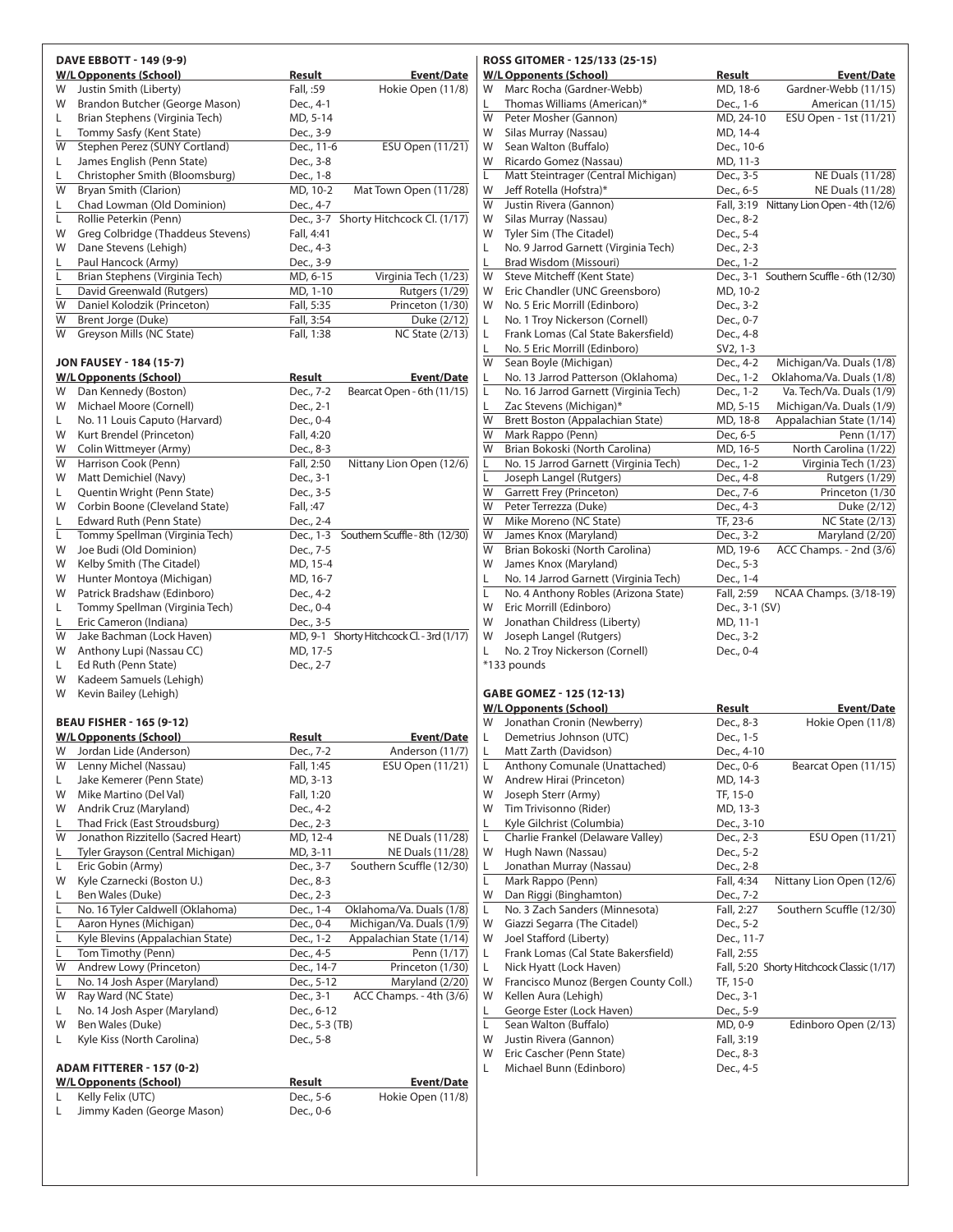### DAVE EBBOTT - 149 (9-9)

| W/L | Opponents (School) | Result | Event/Date |
|---|---|---|---|
| W | Justin Smith (Liberty) | Fall, :59 | Hokie Open (11/8) |
| W | Brandon Butcher (George Mason) | Dec., 4-1 | |
| L | Brian Stephens (Virginia Tech) | MD, 5-14 | |
| L | Tommy Sasfy (Kent State) | Dec., 3-9 | |
| W | Stephen Perez (SUNY Cortland) | Dec., 11-6 | ESU Open (11/21) |
| L | James English (Penn State) | Dec., 3-8 | |
| L | Christopher Smith (Bloomsburg) | Dec., 1-8 | |
| W | Bryan Smith (Clarion) | MD, 10-2 | Mat Town Open (11/28) |
| L | Chad Lowman (Old Dominion) | Dec., 4-7 | |
| L | Rollie Peterkin (Penn) | Dec., 3-7 | Shorty Hitchcock Cl. (1/17) |
| W | Greg Colbridge (Thaddeus Stevens) | Fall, 4:41 | |
| W | Dane Stevens (Lehigh) | Dec., 4-3 | |
| L | Paul Hancock (Army) | Dec., 3-9 | |
| L | Brian Stephens (Virginia Tech) | MD, 6-15 | Virginia Tech (1/23) |
| L | David Greenwald (Rutgers) | MD, 1-10 | Rutgers (1/29) |
| W | Daniel Kolodzik (Princeton) | Fall, 5:35 | Princeton (1/30) |
| W | Brent Jorge (Duke) | Fall, 3:54 | Duke (2/12) |
| W | Greyson Mills (NC State) | Fall, 1:38 | NC State (2/13) |

### JON FAUSEY - 184 (15-7)

| W/L | Opponents (School) | Result | Event/Date |
|---|---|---|---|
| W | Dan Kennedy (Boston) | Dec., 7-2 | Bearcat Open - 6th (11/15) |
| W | Michael Moore (Cornell) | Dec., 2-1 | |
| L | No. 11 Louis Caputo (Harvard) | Dec., 0-4 | |
| W | Kurt Brendel (Princeton) | Fall, 4:20 | |
| W | Colin Wittmeyer (Army) | Dec., 8-3 | |
| W | Harrison Cook (Penn) | Fall, 2:50 | Nittany Lion Open (12/6) |
| W | Matt Demichiel (Navy) | Dec., 3-1 | |
| L | Quentin Wright (Penn State) | Dec., 3-5 | |
| W | Corbin Boone (Cleveland State) | Fall, :47 | |
| L | Edward Ruth (Penn State) | Dec., 2-4 | |
| L | Tommy Spellman (Virginia Tech) | Dec., 1-3 | Southern Scuffle - 8th (12/30) |
| W | Joe Budi (Old Dominion) | Dec., 7-5 | |
| W | Kelby Smith (The Citadel) | MD, 15-4 | |
| W | Hunter Montoya (Michigan) | MD, 16-7 | |
| W | Patrick Bradshaw (Edinboro) | Dec., 4-2 | |
| L | Tommy Spellman (Virginia Tech) | Dec., 0-4 | |
| L | Eric Cameron (Indiana) | Dec., 3-5 | |
| W | Jake Bachman (Lock Haven) | MD, 9-1 | Shorty Hitchcock Cl. - 3rd (1/17) |
| W | Anthony Lupi (Nassau CC) | MD, 17-5 | |
| L | Ed Ruth (Penn State) | Dec., 2-7 | |
| W | Kadeem Samuels (Lehigh) | | |
| W | Kevin Bailey (Lehigh) | | |

### BEAU FISHER - 165 (9-12)

| W/L | Opponents (School) | Result | Event/Date |
|---|---|---|---|
| W | Jordan Lide (Anderson) | Dec., 7-2 | Anderson (11/7) |
| W | Lenny Michel (Nassau) | Fall, 1:45 | ESU Open (11/21) |
| L | Jake Kemerer (Penn State) | MD, 3-13 | |
| W | Mike Martino (Del Val) | Fall, 1:20 | |
| W | Andrik Cruz (Maryland) | Dec., 4-2 | |
| L | Thad Frick (East Stroudsburg) | Dec., 2-3 | |
| W | Jonathon Rizzitello (Sacred Heart) | MD, 12-4 | NE Duals (11/28) |
| L | Tyler Grayson (Central Michigan) | MD, 3-11 | NE Duals (11/28) |
| L | Eric Gobin (Army) | Dec., 3-7 | Southern Scuffle (12/30) |
| W | Kyle Czarnecki (Boston U.) | Dec., 8-3 | |
| L | Ben Wales (Duke) | Dec., 2-3 | |
| L | No. 16 Tyler Caldwell (Oklahoma) | Dec., 1-4 | Oklahoma/Va. Duals (1/8) |
| L | Aaron Hynes (Michigan) | Dec., 0-4 | Michigan/Va. Duals (1/9) |
| L | Kyle Blevins (Appalachian State) | Dec., 1-2 | Appalachian State (1/14) |
| L | Tom Timothy (Penn) | Dec., 4-5 | Penn (1/17) |
| W | Andrew Lowy (Princeton) | Dec., 14-7 | Princeton (1/30) |
| L | No. 14 Josh Asper (Maryland) | Dec., 5-12 | Maryland (2/20) |
| W | Ray Ward (NC State) | Dec., 3-1 | ACC Champs. - 4th (3/6) |
| L | No. 14 Josh Asper (Maryland) | Dec., 6-12 | |
| W | Ben Wales (Duke) | Dec., 5-3 (TB) | |
| L | Kyle Kiss (North Carolina) | Dec., 5-8 | |

### ADAM FITTERER - 157 (0-2)

| W/L | Opponents (School) | Result | Event/Date |
|---|---|---|---|
| L | Kelly Felix (UTC) | Dec., 5-6 | Hokie Open (11/8) |
| L | Jimmy Kaden (George Mason) | Dec., 0-6 | |

### ROSS GITOMER - 125/133 (25-15)

| W/L | Opponents (School) | Result | Event/Date |
|---|---|---|---|
| W | Marc Rocha (Gardner-Webb) | MD, 18-6 | Gardner-Webb (11/15) |
| L | Thomas Williams (American)* | Dec., 1-6 | American (11/15) |
| W | Peter Mosher (Gannon) | MD, 24-10 | ESU Open - 1st (11/21) |
| W | Silas Murray (Nassau) | MD, 14-4 | |
| W | Sean Walton (Buffalo) | Dec., 10-6 | |
| W | Ricardo Gomez (Nassau) | MD, 11-3 | |
| L | Matt Steintrager (Central Michigan) | Dec., 3-5 | NE Duals (11/28) |
| W | Jeff Rotella (Hofstra)* | Dec., 6-5 | NE Duals (11/28) |
| W | Justin Rivera (Gannon) | Fall, 3:19 | Nittany Lion Open - 4th (12/6) |
| W | Silas Murray (Nassau) | Dec., 8-2 | |
| W | Tyler Sim (The Citadel) | Dec., 5-4 | |
| L | No. 9 Jarrod Garnett (Virginia Tech) | Dec., 2-3 | |
| L | Brad Wisdom (Missouri) | Dec., 1-2 | |
| W | Steve Mitcheff (Kent State) | Dec., 3-1 | Southern Scuffle - 6th (12/30) |
| W | Eric Chandler (UNC Greensboro) | MD, 10-2 | |
| W | No. 5 Eric Morrill (Edinboro) | Dec., 3-2 | |
| L | No. 1 Troy Nickerson (Cornell) | Dec., 0-7 | |
| L | Frank Lomas (Cal State Bakersfield) | Dec., 4-8 | |
| L | No. 5 Eric Morrill (Edinboro) | SV2, 1-3 | |
| W | Sean Boyle (Michigan) | Dec., 4-2 | Michigan/Va. Duals (1/8) |
| L | No. 13 Jarrod Patterson (Oklahoma) | Dec., 1-2 | Oklahoma/Va. Duals (1/8) |
| L | No. 16 Jarrod Garnett (Virginia Tech) | Dec., 1-2 | Va. Tech/Va. Duals (1/9) |
| L | Zac Stevens (Michigan)* | MD, 5-15 | Michigan/Va. Duals (1/9) |
| W | Brett Boston (Appalachian State) | MD, 18-8 | Appalachian State (1/14) |
| W | Mark Rappo (Penn) | Dec, 6-5 | Penn (1/17) |
| W | Brian Bokoski (North Carolina) | MD, 16-5 | North Carolina (1/22) |
| L | No. 15 Jarrod Garnett (Virginia Tech) | Dec., 1-2 | Virginia Tech (1/23) |
| L | Joseph Langel (Rutgers) | Dec., 4-8 | Rutgers (1/29) |
| W | Garrett Frey (Princeton) | Dec., 7-6 | Princeton (1/30 |
| W | Peter Terrezza (Duke) | Dec., 4-3 | Duke (2/12) |
| W | Mike Moreno (NC State) | TF, 23-6 | NC State (2/13) |
| W | James Knox (Maryland) | Dec., 3-2 | Maryland (2/20) |
| W | Brian Bokoski (North Carolina) | MD, 19-6 | ACC Champs. - 2nd (3/6) |
| W | James Knox (Maryland) | Dec., 5-3 | |
| L | No. 14 Jarrod Garnett (Virginia Tech) | Dec., 1-4 | |
| L | No. 4 Anthony Robles (Arizona State) | Fall, 2:59 | NCAA Champs. (3/18-19) |
| W | Eric Morrill (Edinboro) | Dec., 3-1 (SV) | |
| W | Jonathan Childress (Liberty) | MD, 11-1 | |
| W | Joseph Langel (Rutgers) | Dec., 3-2 | |
| L | No. 2 Troy Nickerson (Cornell) | Dec., 0-4 | |

*133 pounds

### GABE GOMEZ - 125 (12-13)

| W/L | Opponents (School) | Result | Event/Date |
|---|---|---|---|
| W | Jonathan Cronin (Newberry) | Dec., 8-3 | Hokie Open (11/8) |
| L | Demetrius Johnson (UTC) | Dec., 1-5 | |
| L | Matt Zarth (Davidson) | Dec., 4-10 | |
| L | Anthony Comunale (Unattached) | Dec., 0-6 | Bearcat Open (11/15) |
| W | Andrew Hirai (Princeton) | MD, 14-3 | |
| W | Joseph Sterr (Army) | TF, 15-0 | |
| W | Tim Trivisonno (Rider) | MD, 13-3 | |
| L | Kyle Gilchrist (Columbia) | Dec., 3-10 | |
| L | Charlie Frankel (Delaware Valley) | Dec., 2-3 | ESU Open (11/21) |
| W | Hugh Nawn (Nassau) | Dec., 5-2 | |
| L | Jonathan Murray (Nassau) | Dec., 2-8 | |
| L | Mark Rappo (Penn) | Fall, 4:34 | Nittany Lion Open (12/6) |
| W | Dan Riggi (Binghamton) | Dec., 7-2 | |
| L | No. 3 Zach Sanders (Minnesota) | Fall, 2:27 | Southern Scuffle (12/30) |
| W | Giazzi Segarra (The Citadel) | Dec., 5-2 | |
| W | Joel Stafford (Liberty) | Dec., 11-7 | |
| L | Frank Lomas (Cal State Bakersfield) | Fall, 2:55 | |
| L | Nick Hyatt (Lock Haven) | Fall, 5:20 | Shorty Hitchcock Classic (1/17) |
| W | Francisco Munoz (Bergen County Coll.) | TF, 15-0 | |
| W | Kellen Aura (Lehigh) | Dec., 3-1 | |
| L | George Ester (Lock Haven) | Dec., 5-9 | |
| L | Sean Walton (Buffalo) | MD, 0-9 | Edinboro Open (2/13) |
| W | Justin Rivera (Gannon) | Fall, 3:19 | |
| W | Eric Cascher (Penn State) | Dec., 8-3 | |
| L | Michael Bunn (Edinboro) | Dec., 4-5 | |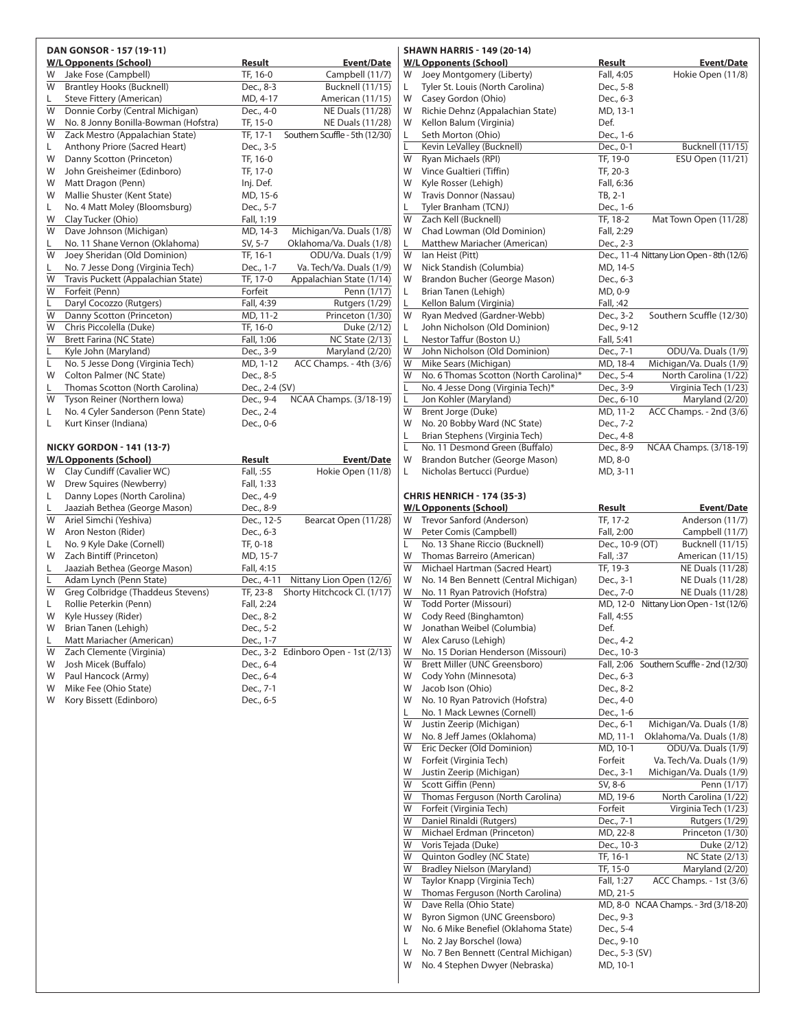## DAN GONSOR - 157 (19-11)

| W/L | Opponents (School) | Result | Event/Date |
|---|---|---|---|
| W | Jake Fose (Campbell) | TF, 16-0 | Campbell (11/7) |
| W | Brantley Hooks (Bucknell) | Dec., 8-3 | Bucknell (11/15) |
| L | Steve Fittery (American) | MD, 4-17 | American (11/15) |
| W | Donnie Corby (Central Michigan) | Dec., 4-0 | NE Duals (11/28) |
| W | No. 8 Jonny Bonilla-Bowman (Hofstra) | TF, 15-0 | NE Duals (11/28) |
| W | Zack Mestro (Appalachian State) | TF, 17-1 | Southern Scuffle - 5th (12/30) |
| L | Anthony Priore (Sacred Heart) | Dec., 3-5 | |
| W | Danny Scotton (Princeton) | TF, 16-0 | |
| W | John Greisheimer (Edinboro) | TF, 17-0 | |
| W | Matt Dragon (Penn) | Inj. Def. | |
| W | Mallie Shuster (Kent State) | MD, 15-6 | |
| L | No. 4 Matt Moley (Bloomsburg) | Dec., 5-7 | |
| W | Clay Tucker (Ohio) | Fall, 1:19 | |
| W | Dave Johnson (Michigan) | MD, 14-3 | Michigan/Va. Duals (1/8) |
| L | No. 11 Shane Vernon (Oklahoma) | SV, 5-7 | Oklahoma/Va. Duals (1/8) |
| W | Joey Sheridan (Old Dominion) | TF, 16-1 | ODU/Va. Duals (1/9) |
| L | No. 7 Jesse Dong (Virginia Tech) | Dec., 1-7 | Va. Tech/Va. Duals (1/9) |
| W | Travis Puckett (Appalachian State) | TF, 17-0 | Appalachian State (1/14) |
| W | Forfeit (Penn) | Forfeit | Penn (1/17) |
| L | Daryl Cocozzo (Rutgers) | Fall, 4:39 | Rutgers (1/29) |
| W | Danny Scotton (Princeton) | MD, 11-2 | Princeton (1/30) |
| W | Chris Piccolella (Duke) | TF, 16-0 | Duke (2/12) |
| W | Brett Farina (NC State) | Fall, 1:06 | NC State (2/13) |
| L | Kyle John (Maryland) | Dec., 3-9 | Maryland (2/20) |
| L | No. 5 Jesse Dong (Virginia Tech) | MD, 1-12 | ACC Champs. - 4th (3/6) |
| W | Colton Palmer (NC State) | Dec., 8-5 | |
| L | Thomas Scotton (North Carolina) | Dec., 2-4 (SV) | |
| W | Tyson Reiner (Northern Iowa) | Dec., 9-4 | NCAA Champs. (3/18-19) |
| L | No. 4 Cyler Sanderson (Penn State) | Dec., 2-4 | |
| L | Kurt Kinser (Indiana) | Dec., 0-6 | |

## NICKY GORDON - 141 (13-7)

| W/L | Opponents (School) | Result | Event/Date |
|---|---|---|---|
| W | Clay Cundiff (Cavalier WC) | Fall, :55 | Hokie Open (11/8) |
| W | Drew Squires (Newberry) | Fall, 1:33 | |
| L | Danny Lopes (North Carolina) | Dec., 4-9 | |
| L | Jaaziah Bethea (George Mason) | Dec., 8-9 | |
| W | Ariel Simchi (Yeshiva) | Dec., 12-5 | Bearcat Open (11/28) |
| W | Aron Neston (Rider) | Dec., 6-3 | |
| L | No. 9 Kyle Dake (Cornell) | TF, 0-18 | |
| W | Zach Bintiff (Princeton) | MD, 15-7 | |
| L | Jaaziah Bethea (George Mason) | Fall, 4:15 | |
| L | Adam Lynch (Penn State) | Dec., 4-11 | Nittany Lion Open (12/6) |
| W | Greg Colbridge (Thaddeus Stevens) | TF, 23-8 | Shorty Hitchcock Cl. (1/17) |
| L | Rollie Peterkin (Penn) | Fall, 2:24 | |
| W | Kyle Hussey (Rider) | Dec., 8-2 | |
| W | Brian Tanen (Lehigh) | Dec., 5-2 | |
| L | Matt Mariacher (American) | Dec., 1-7 | |
| W | Zach Clemente (Virginia) | Dec., 3-2 | Edinboro Open - 1st (2/13) |
| W | Josh Micek (Buffalo) | Dec., 6-4 | |
| W | Paul Hancock (Army) | Dec., 6-4 | |
| W | Mike Fee (Ohio State) | Dec., 7-1 | |
| W | Kory Bissett (Edinboro) | Dec., 6-5 | |

## SHAWN HARRIS - 149 (20-14)

| W/L | Opponents (School) | Result | Event/Date |
|---|---|---|---|
| W | Joey Montgomery (Liberty) | Fall, 4:05 | Hokie Open (11/8) |
| L | Tyler St. Louis (North Carolina) | Dec., 5-8 | |
| W | Casey Gordon (Ohio) | Dec., 6-3 | |
| W | Richie Dehnz (Appalachian State) | MD, 13-1 | |
| W | Kellon Balum (Virginia) | Def. | |
| L | Seth Morton (Ohio) | Dec., 1-6 | |
| L | Kevin LeValley (Bucknell) | Dec., 0-1 | Bucknell (11/15) |
| W | Ryan Michaels (RPI) | TF, 19-0 | ESU Open (11/21) |
| W | Vince Gualtieri (Tiffin) | TF, 20-3 | |
| W | Kyle Rosser (Lehigh) | Fall, 6:36 | |
| W | Travis Donnor (Nassau) | TB, 2-1 | |
| L | Tyler Branham (TCNJ) | Dec., 1-6 | |
| W | Zach Kell (Bucknell) | TF, 18-2 | Mat Town Open (11/28) |
| W | Chad Lowman (Old Dominion) | Fall, 2:29 | |
| L | Matthew Mariacher (American) | Dec., 2-3 | |
| W | Ian Heist (Pitt) | Dec., 11-4 | Nittany Lion Open - 8th (12/6) |
| W | Nick Standish (Columbia) | MD, 14-5 | |
| W | Brandon Bucher (George Mason) | Dec., 6-3 | |
| L | Brian Tanen (Lehigh) | MD, 0-9 | |
| L | Kellon Balum (Virginia) | Fall, :42 | |
| W | Ryan Medved (Gardner-Webb) | Dec., 3-2 | Southern Scuffle (12/30) |
| L | John Nicholson (Old Dominion) | Dec., 9-12 | |
| L | Nestor Taffur (Boston U.) | Fall, 5:41 | |
| W | John Nicholson (Old Dominion) | Dec., 7-1 | ODU/Va. Duals (1/9) |
| W | Mike Sears (Michigan) | MD, 18-4 | Michigan/Va. Duals (1/9) |
| W | No. 6 Thomas Scotton (North Carolina)* | Dec., 5-4 | North Carolina (1/22) |
| L | No. 4 Jesse Dong (Virginia Tech)* | Dec., 3-9 | Virginia Tech (1/23) |
| L | Jon Kohler (Maryland) | Dec., 6-10 | Maryland (2/20) |
| W | Brent Jorge (Duke) | MD, 11-2 | ACC Champs. - 2nd (3/6) |
| W | No. 20 Bobby Ward (NC State) | Dec., 7-2 | |
| L | Brian Stephens (Virginia Tech) | Dec., 4-8 | |
| L | No. 11 Desmond Green (Buffalo) | Dec., 8-9 | NCAA Champs. (3/18-19) |
| W | Brandon Butcher (George Mason) | MD, 8-0 | |
| L | Nicholas Bertucci (Purdue) | MD, 3-11 | |

## CHRIS HENRICH - 174 (35-3)

| W/L | Opponents (School) | Result | Event/Date |
|---|---|---|---|
| W | Trevor Sanford (Anderson) | TF, 17-2 | Anderson (11/7) |
| W | Peter Comis (Campbell) | Fall, 2:00 | Campbell (11/7) |
| L | No. 13 Shane Riccio (Bucknell) | Dec., 10-9 (OT) | Bucknell (11/15) |
| W | Thomas Barreiro (American) | Fall, :37 | American (11/15) |
| W | Michael Hartman (Sacred Heart) | TF, 19-3 | NE Duals (11/28) |
| W | No. 14 Ben Bennett (Central Michigan) | Dec., 3-1 | NE Duals (11/28) |
| W | No. 11 Ryan Patrovich (Hofstra) | Dec., 7-0 | NE Duals (11/28) |
| W | Todd Porter (Missouri) | MD, 12-0 | Nittany Lion Open - 1st (12/6) |
| W | Cody Reed (Binghamton) | Fall, 4:55 | |
| W | Jonathan Weibel (Columbia) | Def. | |
| W | Alex Caruso (Lehigh) | Dec., 4-2 | |
| W | No. 15 Dorian Henderson (Missouri) | Dec., 10-3 | |
| W | Brett Miller (UNC Greensboro) | Fall, 2:06 | Southern Scuffle - 2nd (12/30) |
| W | Cody Yohn (Minnesota) | Dec., 6-3 | |
| W | Jacob Ison (Ohio) | Dec., 8-2 | |
| W | No. 10 Ryan Patrovich (Hofstra) | Dec., 4-0 | |
| L | No. 1 Mack Lewnes (Cornell) | Dec., 1-6 | |
| W | Justin Zeerip (Michigan) | Dec., 6-1 | Michigan/Va. Duals (1/8) |
| W | No. 8 Jeff James (Oklahoma) | MD, 11-1 | Oklahoma/Va. Duals (1/8) |
| W | Eric Decker (Old Dominion) | MD, 10-1 | ODU/Va. Duals (1/9) |
| W | Forfeit (Virginia Tech) | Forfeit | Va. Tech/Va. Duals (1/9) |
| W | Justin Zeerip (Michigan) | Dec., 3-1 | Michigan/Va. Duals (1/9) |
| W | Scott Giffin (Penn) | SV, 8-6 | Penn (1/17) |
| W | Thomas Ferguson (North Carolina) | MD, 19-6 | North Carolina (1/22) |
| W | Forfeit (Virginia Tech) | Forfeit | Virginia Tech (1/23) |
| W | Daniel Rinaldi (Rutgers) | Dec., 7-1 | Rutgers (1/29) |
| W | Michael Erdman (Princeton) | MD, 22-8 | Princeton (1/30) |
| W | Voris Tejada (Duke) | Dec., 10-3 | Duke (2/12) |
| W | Quinton Godley (NC State) | TF, 16-1 | NC State (2/13) |
| W | Bradley Nielson (Maryland) | TF, 15-0 | Maryland (2/20) |
| W | Taylor Knapp (Virginia Tech) | Fall, 1:27 | ACC Champs. - 1st (3/6) |
| W | Thomas Ferguson (North Carolina) | MD, 21-5 | |
| W | Dave Rella (Ohio State) | MD, 8-0 | NCAA Champs. - 3rd (3/18-20) |
| W | Byron Sigmon (UNC Greensboro) | Dec., 9-3 | |
| W | No. 6 Mike Benefiel (Oklahoma State) | Dec., 5-4 | |
| L | No. 2 Jay Borschel (Iowa) | Dec., 9-10 | |
| W | No. 7 Ben Bennett (Central Michigan) | Dec., 5-3 (SV) | |
| W | No. 4 Stephen Dwyer (Nebraska) | MD, 10-1 | |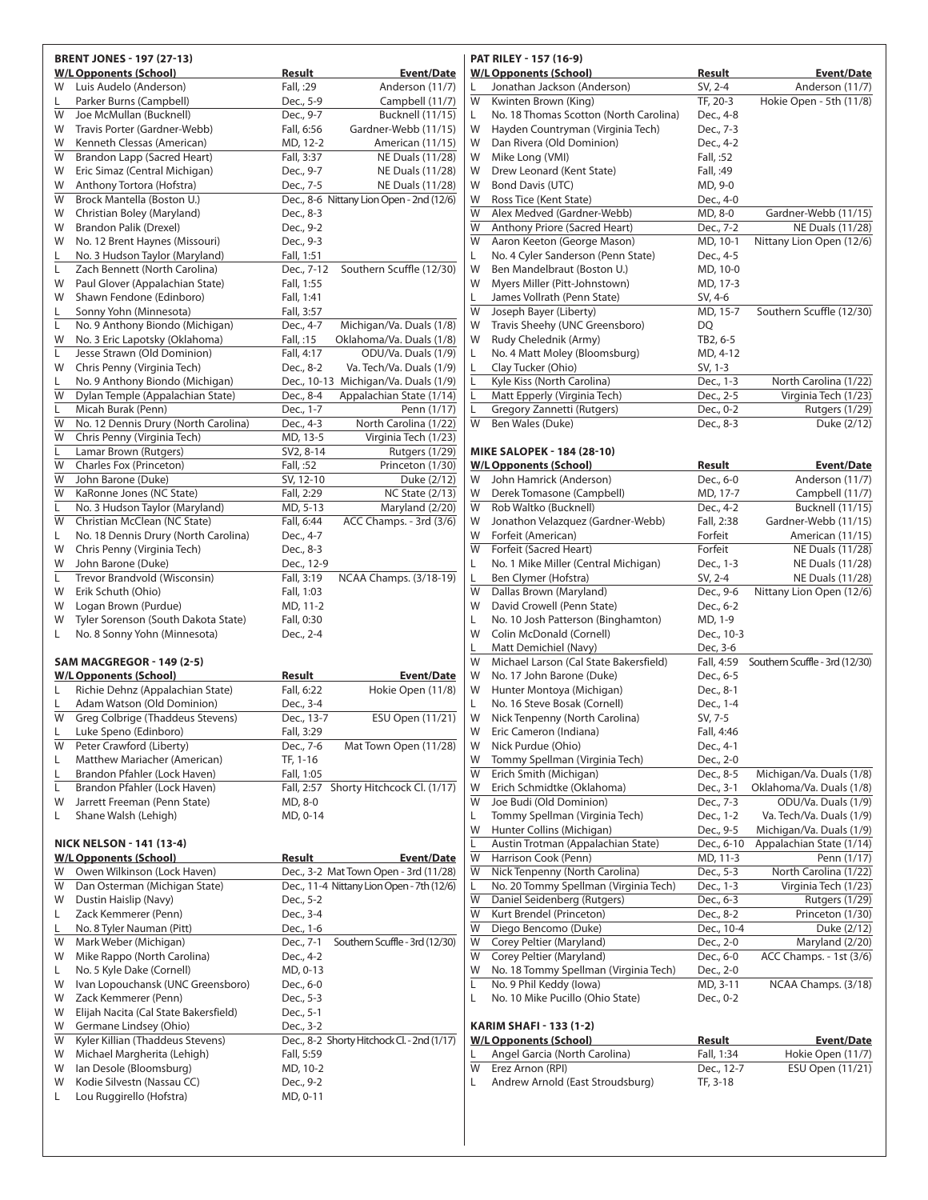## BRENT JONES - 197 (27-13)

| W/L | Opponents (School) | Result | Event/Date |
|---|---|---|---|
| W | Luis Audelo (Anderson) | Fall, :29 | Anderson (11/7) |
| L | Parker Burns (Campbell) | Dec., 5-9 | Campbell (11/7) |
| W | Joe McMullan (Bucknell) | Dec., 9-7 | Bucknell (11/15) |
| W | Travis Porter (Gardner-Webb) | Fall, 6:56 | Gardner-Webb (11/15) |
| W | Kenneth Clessas (American) | MD, 12-2 | American (11/15) |
| W | Brandon Lapp (Sacred Heart) | Fall, 3:37 | NE Duals (11/28) |
| W | Eric Simaz (Central Michigan) | Dec., 9-7 | NE Duals (11/28) |
| W | Anthony Tortora (Hofstra) | Dec., 7-5 | NE Duals (11/28) |
| W | Brock Mantella (Boston U.) | Dec., 8-6 | Nittany Lion Open - 2nd (12/6) |
| W | Christian Boley (Maryland) | Dec., 8-3 | |
| W | Brandon Palik (Drexel) | Dec., 9-2 | |
| W | No. 12 Brent Haynes (Missouri) | Dec., 9-3 | |
| L | No. 3 Hudson Taylor (Maryland) | Fall, 1:51 | |
| L | Zach Bennett (North Carolina) | Dec., 7-12 | Southern Scuffle (12/30) |
| W | Paul Glover (Appalachian State) | Fall, 1:55 | |
| W | Shawn Fendone (Edinboro) | Fall, 1:41 | |
| L | Sonny Yohn (Minnesota) | Fall, 3:57 | |
| L | No. 9 Anthony Biondo (Michigan) | Dec., 4-7 | Michigan/Va. Duals (1/8) |
| W | No. 3 Eric Lapotsky (Oklahoma) | Fall, :15 | Oklahoma/Va. Duals (1/8) |
| L | Jesse Strawn (Old Dominion) | Fall, 4:17 | ODU/Va. Duals (1/9) |
| W | Chris Penny (Virginia Tech) | Dec., 8-2 | Va. Tech/Va. Duals (1/9) |
| L | No. 9 Anthony Biondo (Michigan) | Dec., 10-13 | Michigan/Va. Duals (1/9) |
| W | Dylan Temple (Appalachian State) | Dec., 8-4 | Appalachian State (1/14) |
| L | Micah Burak (Penn) | Dec., 1-7 | Penn (1/17) |
| W | No. 12 Dennis Drury (North Carolina) | Dec., 4-3 | North Carolina (1/22) |
| W | Chris Penny (Virginia Tech) | MD, 13-5 | Virginia Tech (1/23) |
| L | Lamar Brown (Rutgers) | SV2, 8-14 | Rutgers (1/29) |
| W | Charles Fox (Princeton) | Fall, :52 | Princeton (1/30) |
| W | John Barone (Duke) | SV, 12-10 | Duke (2/12) |
| W | KaRonne Jones (NC State) | Fall, 2:29 | NC State (2/13) |
| L | No. 3 Hudson Taylor (Maryland) | MD, 5-13 | Maryland (2/20) |
| W | Christian McClean (NC State) | Fall, 6:44 | ACC Champs. - 3rd (3/6) |
| L | No. 18 Dennis Drury (North Carolina) | Dec., 4-7 | |
| W | Chris Penny (Virginia Tech) | Dec., 8-3 | |
| W | John Barone (Duke) | Dec., 12-9 | |
| L | Trevor Brandvold (Wisconsin) | Fall, 3:19 | NCAA Champs. (3/18-19) |
| W | Erik Schuth (Ohio) | Fall, 1:03 | |
| W | Logan Brown (Purdue) | MD, 11-2 | |
| W | Tyler Sorenson (South Dakota State) | Fall, 0:30 | |
| L | No. 8 Sonny Yohn (Minnesota) | Dec., 2-4 | |

## SAM MACGREGOR - 149 (2-5)

| W/L | Opponents (School) | Result | Event/Date |
|---|---|---|---|
| L | Richie Dehnz (Appalachian State) | Fall, 6:22 | Hokie Open (11/8) |
| L | Adam Watson (Old Dominion) | Dec., 3-4 | |
| W | Greg Colbrige (Thaddeus Stevens) | Dec., 13-7 | ESU Open (11/21) |
| L | Luke Speno (Edinboro) | Fall, 3:29 | |
| W | Peter Crawford (Liberty) | Dec., 7-6 | Mat Town Open (11/28) |
| L | Matthew Mariacher (American) | TF, 1-16 | |
| L | Brandon Pfahler (Lock Haven) | Fall, 1:05 | |
| L | Brandon Pfahler (Lock Haven) | Fall, 2:57 | Shorty Hitchcock Cl. (1/17) |
| W | Jarrett Freeman (Penn State) | MD, 8-0 | |
| L | Shane Walsh (Lehigh) | MD, 0-14 | |

## NICK NELSON - 141 (13-4)

| W/L | Opponents (School) | Result | Event/Date |
|---|---|---|---|
| W | Owen Wilkinson (Lock Haven) | Dec., 3-2 | Mat Town Open - 3rd (11/28) |
| W | Dan Osterman (Michigan State) | Dec., 11-4 | Nittany Lion Open - 7th (12/6) |
| W | Dustin Haislip (Navy) | Dec., 5-2 | |
| L | Zack Kemmerer (Penn) | Dec., 3-4 | |
| L | No. 8 Tyler Nauman (Pitt) | Dec., 1-6 | |
| W | Mark Weber (Michigan) | Dec., 7-1 | Southern Scuffle - 3rd (12/30) |
| W | Mike Rappo (North Carolina) | Dec., 4-2 | |
| L | No. 5 Kyle Dake (Cornell) | MD, 0-13 | |
| W | Ivan Lopouchansk (UNC Greensboro) | Dec., 6-0 | |
| W | Zack Kemmerer (Penn) | Dec., 5-3 | |
| W | Elijah Nacita (Cal State Bakersfield) | Dec., 5-1 | |
| W | Germane Lindsey (Ohio) | Dec., 3-2 | |
| W | Kyler Killian (Thaddeus Stevens) | Dec., 8-2 | Shorty Hitchcock Cl. - 2nd (1/17) |
| W | Michael Margherita (Lehigh) | Fall, 5:59 | |
| W | Ian Desole (Bloomsburg) | MD, 10-2 | |
| W | Kodie Silvestn (Nassau CC) | Dec., 9-2 | |
| L | Lou Ruggirello (Hofstra) | MD, 0-11 | |

## PAT RILEY - 157 (16-9)

| W/L | Opponents (School) | Result | Event/Date |
|---|---|---|---|
| L | Jonathan Jackson (Anderson) | SV, 2-4 | Anderson (11/7) |
| W | Kwinten Brown (King) | TF, 20-3 | Hokie Open - 5th (11/8) |
| L | No. 18 Thomas Scotton (North Carolina) | Dec., 4-8 | |
| W | Hayden Countryman (Virginia Tech) | Dec., 7-3 | |
| W | Dan Rivera (Old Dominion) | Dec., 4-2 | |
| W | Mike Long (VMI) | Fall, :52 | |
| W | Drew Leonard (Kent State) | Fall, :49 | |
| W | Bond Davis (UTC) | MD, 9-0 | |
| W | Ross Tice (Kent State) | Dec., 4-0 | |
| W | Alex Medved (Gardner-Webb) | MD, 8-0 | Gardner-Webb (11/15) |
| W | Anthony Priore (Sacred Heart) | Dec., 7-2 | NE Duals (11/28) |
| W | Aaron Keeton (George Mason) | MD, 10-1 | Nittany Lion Open (12/6) |
| L | No. 4 Cyler Sanderson (Penn State) | Dec., 4-5 | |
| W | Ben Mandelbraut (Boston U.) | MD, 10-0 | |
| W | Myers Miller (Pitt-Johnstown) | MD, 17-3 | |
| L | James Vollrath (Penn State) | SV, 4-6 | |
| W | Joseph Bayer (Liberty) | MD, 15-7 | Southern Scuffle (12/30) |
| W | Travis Sheehy (UNC Greensboro) | DQ | |
| W | Rudy Chelednik (Army) | TB2, 6-5 | |
| L | No. 4 Matt Moley (Bloomsburg) | MD, 4-12 | |
| L | Clay Tucker (Ohio) | SV, 1-3 | |
| L | Kyle Kiss (North Carolina) | Dec., 1-3 | North Carolina (1/22) |
| L | Matt Epperly (Virginia Tech) | Dec., 2-5 | Virginia Tech (1/23) |
| L | Gregory Zannetti (Rutgers) | Dec., 0-2 | Rutgers (1/29) |
| W | Ben Wales (Duke) | Dec., 8-3 | Duke (2/12) |

## MIKE SALOPEK - 184 (28-10)

| W/L | Opponents (School) | Result | Event/Date |
|---|---|---|---|
| W | John Hamrick (Anderson) | Dec., 6-0 | Anderson (11/7) |
| W | Derek Tomasone (Campbell) | MD, 17-7 | Campbell (11/7) |
| W | Rob Waltko (Bucknell) | Dec., 4-2 | Bucknell (11/15) |
| W | Jonathon Velazquez (Gardner-Webb) | Fall, 2:38 | Gardner-Webb (11/15) |
| W | Forfeit (American) | Forfeit | American (11/15) |
| W | Forfeit (Sacred Heart) | Forfeit | NE Duals (11/28) |
| L | No. 1 Mike Miller (Central Michigan) | Dec., 1-3 | NE Duals (11/28) |
| L | Ben Clymer (Hofstra) | SV, 2-4 | NE Duals (11/28) |
| W | Dallas Brown (Maryland) | Dec., 9-6 | Nittany Lion Open (12/6) |
| W | David Crowell (Penn State) | Dec., 6-2 | |
| L | No. 10 Josh Patterson (Binghamton) | MD, 1-9 | |
| W | Colin McDonald (Cornell) | Dec., 10-3 | |
| L | Matt Demichiel (Navy) | Dec, 3-6 | |
| W | Michael Larson (Cal State Bakersfield) | Fall, 4:59 | Southern Scuffle - 3rd (12/30) |
| W | No. 17 John Barone (Duke) | Dec., 6-5 | |
| W | Hunter Montoya (Michigan) | Dec., 8-1 | |
| L | No. 16 Steve Bosak (Cornell) | Dec., 1-4 | |
| W | Nick Tenpenny (North Carolina) | SV, 7-5 | |
| W | Eric Cameron (Indiana) | Fall, 4:46 | |
| W | Nick Purdue (Ohio) | Dec., 4-1 | |
| W | Tommy Spellman (Virginia Tech) | Dec., 2-0 | |
| W | Erich Smith (Michigan) | Dec., 8-5 | Michigan/Va. Duals (1/8) |
| W | Erich Schmidtke (Oklahoma) | Dec., 3-1 | Oklahoma/Va. Duals (1/8) |
| W | Joe Budi (Old Dominion) | Dec., 7-3 | ODU/Va. Duals (1/9) |
| L | Tommy Spellman (Virginia Tech) | Dec., 1-2 | Va. Tech/Va. Duals (1/9) |
| W | Hunter Collins (Michigan) | Dec., 9-5 | Michigan/Va. Duals (1/9) |
| L | Austin Trotman (Appalachian State) | Dec., 6-10 | Appalachian State (1/14) |
| W | Harrison Cook (Penn) | MD, 11-3 | Penn (1/17) |
| W | Nick Tenpenny (North Carolina) | Dec., 5-3 | North Carolina (1/22) |
| L | No. 20 Tommy Spellman (Virginia Tech) | Dec., 1-3 | Virginia Tech (1/23) |
| W | Daniel Seidenberg (Rutgers) | Dec., 6-3 | Rutgers (1/29) |
| W | Kurt Brendel (Princeton) | Dec., 8-2 | Princeton (1/30) |
| W | Diego Bencomo (Duke) | Dec., 10-4 | Duke (2/12) |
| W | Corey Peltier (Maryland) | Dec., 2-0 | Maryland (2/20) |
| W | Corey Peltier (Maryland) | Dec., 6-0 | ACC Champs. - 1st (3/6) |
| W | No. 18 Tommy Spellman (Virginia Tech) | Dec., 2-0 | |
| L | No. 9 Phil Keddy (Iowa) | MD, 3-11 | NCAA Champs. (3/18) |
| L | No. 10 Mike Pucillo (Ohio State) | Dec., 0-2 | |

## KARIM SHAFI - 133 (1-2)

| W/L | Opponents (School) | Result | Event/Date |
|---|---|---|---|
| L | Angel Garcia (North Carolina) | Fall, 1:34 | Hokie Open (11/7) |
| W | Erez Arnon (RPI) | Dec., 12-7 | ESU Open (11/21) |
| L | Andrew Arnold (East Stroudsburg) | TF, 3-18 | |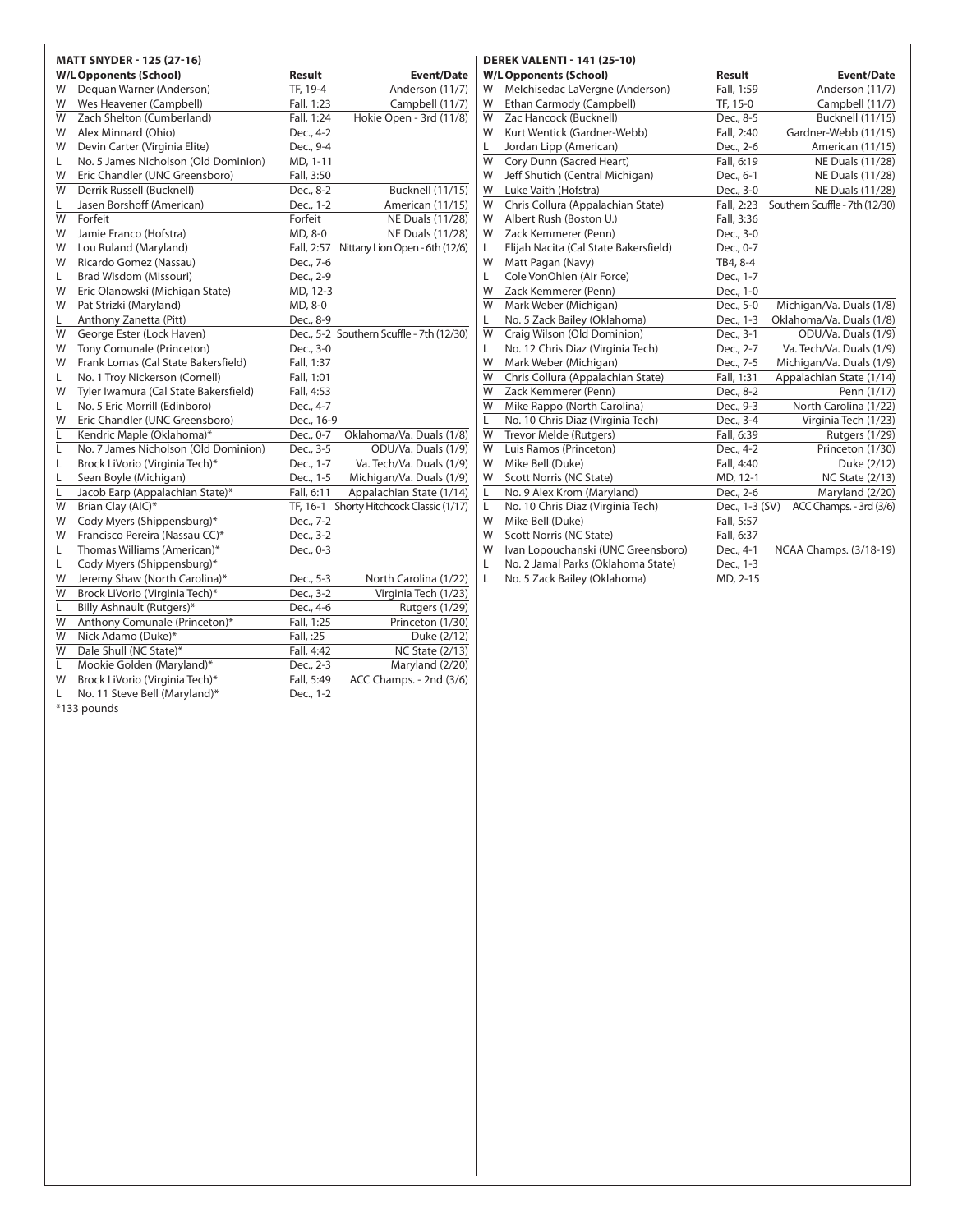### MATT SNYDER - 125 (27-16)

| W/L | Opponents (School) | Result | Event/Date |
|---|---|---|---|
| W | Dequan Warner (Anderson) | TF, 19-4 | Anderson (11/7) |
| W | Wes Heavener (Campbell) | Fall, 1:23 | Campbell (11/7) |
| W | Zach Shelton (Cumberland) | Fall, 1:24 | Hokie Open - 3rd (11/8) |
| W | Alex Minnard (Ohio) | Dec., 4-2 | |
| W | Devin Carter (Virginia Elite) | Dec., 9-4 | |
| L | No. 5 James Nicholson (Old Dominion) | MD, 1-11 | |
| W | Eric Chandler (UNC Greensboro) | Fall, 3:50 | |
| W | Derrik Russell (Bucknell) | Dec., 8-2 | Bucknell (11/15) |
| L | Jasen Borshoff (American) | Dec., 1-2 | American (11/15) |
| W | Forfeit | Forfeit | NE Duals (11/28) |
| W | Jamie Franco (Hofstra) | MD, 8-0 | NE Duals (11/28) |
| W | Lou Ruland (Maryland) | Fall, 2:57 | Nittany Lion Open - 6th (12/6) |
| W | Ricardo Gomez (Nassau) | Dec., 7-6 | |
| L | Brad Wisdom (Missouri) | Dec., 2-9 | |
| W | Eric Olanowski (Michigan State) | MD, 12-3 | |
| W | Pat Strizki (Maryland) | MD, 8-0 | |
| L | Anthony Zanetta (Pitt) | Dec., 8-9 | |
| W | George Ester (Lock Haven) | Dec., 5-2 | Southern Scuffle - 7th (12/30) |
| W | Tony Comunale (Princeton) | Dec., 3-0 | |
| W | Frank Lomas (Cal State Bakersfield) | Fall, 1:37 | |
| L | No. 1 Troy Nickerson (Cornell) | Fall, 1:01 | |
| W | Tyler Iwamura (Cal State Bakersfield) | Fall, 4:53 | |
| L | No. 5 Eric Morrill (Edinboro) | Dec., 4-7 | |
| W | Eric Chandler (UNC Greensboro) | Dec., 16-9 | |
| L | Kendric Maple (Oklahoma)* | Dec., 0-7 | Oklahoma/Va. Duals (1/8) |
| L | No. 7 James Nicholson (Old Dominion) | Dec., 3-5 | ODU/Va. Duals (1/9) |
| L | Brock LiVorio (Virginia Tech)* | Dec., 1-7 | Va. Tech/Va. Duals (1/9) |
| L | Sean Boyle (Michigan) | Dec., 1-5 | Michigan/Va. Duals (1/9) |
| L | Jacob Earp (Appalachian State)* | Fall, 6:11 | Appalachian State (1/14) |
| W | Brian Clay (AIC)* | TF, 16-1 | Shorty Hitchcock Classic (1/17) |
| W | Cody Myers (Shippensburg)* | Dec., 7-2 | |
| W | Francisco Pereira (Nassau CC)* | Dec., 3-2 | |
| L | Thomas Williams (American)* | Dec., 0-3 | |
| L | Cody Myers (Shippensburg)* | | |
| W | Jeremy Shaw (North Carolina)* | Dec., 5-3 | North Carolina (1/22) |
| W | Brock LiVorio (Virginia Tech)* | Dec., 3-2 | Virginia Tech (1/23) |
| L | Billy Ashnault (Rutgers)* | Dec., 4-6 | Rutgers (1/29) |
| W | Anthony Comunale (Princeton)* | Fall, 1:25 | Princeton (1/30) |
| W | Nick Adamo (Duke)* | Fall, :25 | Duke (2/12) |
| W | Dale Shull (NC State)* | Fall, 4:42 | NC State (2/13) |
| L | Mookie Golden (Maryland)* | Dec., 2-3 | Maryland (2/20) |
| W | Brock LiVorio (Virginia Tech)* | Fall, 5:49 | ACC Champs. - 2nd (3/6) |
| L | No. 11 Steve Bell (Maryland)* | Dec., 1-2 | |

*133 pounds

### DEREK VALENTI - 141 (25-10)

| W/L | Opponents (School) | Result | Event/Date |
|---|---|---|---|
| W | Melchisedac LaVergne (Anderson) | Fall, 1:59 | Anderson (11/7) |
| W | Ethan Carmody (Campbell) | TF, 15-0 | Campbell (11/7) |
| W | Zac Hancock (Bucknell) | Dec., 8-5 | Bucknell (11/15) |
| W | Kurt Wentick (Gardner-Webb) | Fall, 2:40 | Gardner-Webb (11/15) |
| L | Jordan Lipp (American) | Dec., 2-6 | American (11/15) |
| W | Cory Dunn (Sacred Heart) | Fall, 6:19 | NE Duals (11/28) |
| W | Jeff Shutich (Central Michigan) | Dec., 6-1 | NE Duals (11/28) |
| W | Luke Vaith (Hofstra) | Dec., 3-0 | NE Duals (11/28) |
| W | Chris Collura (Appalachian State) | Fall, 2:23 | Southern Scuffle - 7th (12/30) |
| W | Albert Rush (Boston U.) | Fall, 3:36 | |
| W | Zack Kemmerer (Penn) | Dec., 3-0 | |
| L | Elijah Nacita (Cal State Bakersfield) | Dec., 0-7 | |
| W | Matt Pagan (Navy) | TB4, 8-4 | |
| L | Cole VonOhlen (Air Force) | Dec., 1-7 | |
| W | Zack Kemmerer (Penn) | Dec., 1-0 | |
| W | Mark Weber (Michigan) | Dec., 5-0 | Michigan/Va. Duals (1/8) |
| L | No. 5 Zack Bailey (Oklahoma) | Dec., 1-3 | Oklahoma/Va. Duals (1/8) |
| W | Craig Wilson (Old Dominion) | Dec., 3-1 | ODU/Va. Duals (1/9) |
| L | No. 12 Chris Diaz (Virginia Tech) | Dec., 2-7 | Va. Tech/Va. Duals (1/9) |
| W | Mark Weber (Michigan) | Dec., 7-5 | Michigan/Va. Duals (1/9) |
| W | Chris Collura (Appalachian State) | Fall, 1:31 | Appalachian State (1/14) |
| W | Zack Kemmerer (Penn) | Dec., 8-2 | Penn (1/17) |
| W | Mike Rappo (North Carolina) | Dec., 9-3 | North Carolina (1/22) |
| L | No. 10 Chris Diaz (Virginia Tech) | Dec., 3-4 | Virginia Tech (1/23) |
| W | Trevor Melde (Rutgers) | Fall, 6:39 | Rutgers (1/29) |
| W | Luis Ramos (Princeton) | Dec., 4-2 | Princeton (1/30) |
| W | Mike Bell (Duke) | Fall, 4:40 | Duke (2/12) |
| W | Scott Norris (NC State) | MD, 12-1 | NC State (2/13) |
| L | No. 9 Alex Krom (Maryland) | Dec., 2-6 | Maryland (2/20) |
| L | No. 10 Chris Diaz (Virginia Tech) | Dec., 1-3 (SV) | ACC Champs. - 3rd (3/6) |
| W | Mike Bell (Duke) | Fall, 5:57 | |
| W | Scott Norris (NC State) | Fall, 6:37 | |
| W | Ivan Lopouchanski (UNC Greensboro) | Dec., 4-1 | NCAA Champs. (3/18-19) |
| L | No. 2 Jamal Parks (Oklahoma State) | Dec., 1-3 | |
| L | No. 5 Zack Bailey (Oklahoma) | MD, 2-15 | |